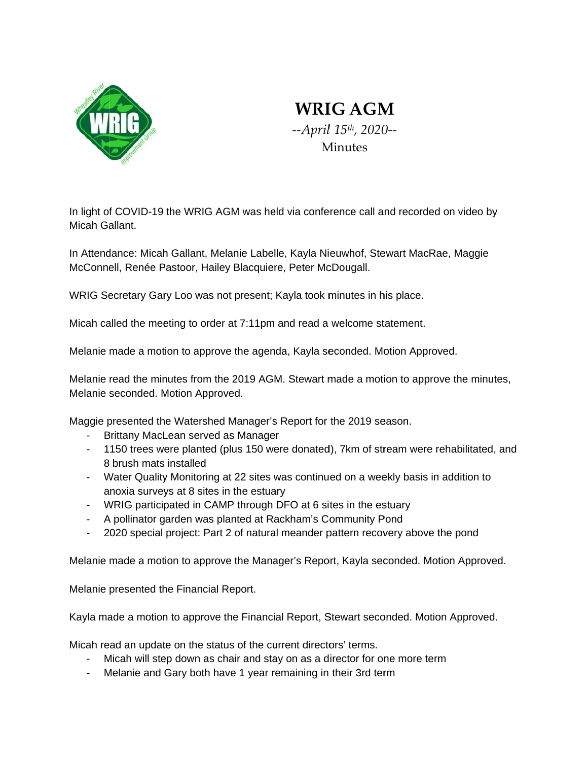# WRIG AGM

*--April 15th, 2020--*

Minutes

In light of COVID-19 the WRIG AGM was held via conference call and recorded on video by Micah Gallant.

In Attendance: Micah Gallant, Melanie Labelle, Kayla Nieuwhof, Stewart MacRae, Maggie McConnell, Renée Pastoor, Hailey Blacquiere, Peter McDougall.

WRIG Secretary Gary Loo was not present; Kayla took minutes in his place.

Micah called the meeting to order at 7:11pm and read a welcome statement.

Melanie made a motion to approve the agenda, Kayla seconded. Motion Approved.

Melanie read the minutes from the 2019 AGM. Stewart made a motion to approve the minutes, Melanie seconded. Motion Approved.

Maggie presented the Watershed Manager's Report for the 2019 season.

- Brittany MacLean served as Manager
- 1150 trees were planted (plus 150 were donated), 7km of stream were rehabilitated, and 8 brush mats installed
- Water Quality Monitoring at 22 sites was continued on a weekly basis in addition to anoxia surveys at 8 sites in the estuary
- WRIG participated in CAMP through DFO at 6 sites in the estuary
- A pollinator garden was planted at Rackham's Community Pond
- 2020 special project: Part 2 of natural meander pattern recovery above the pond

Melanie made a motion to approve the Manager's Report, Kayla seconded. Motion Approved.

Melanie presented the Financial Report.

Kayla made a motion to approve the Financial Report, Stewart seconded. Motion Approved.

Micah read an update on the status of the current directors' terms.

- Micah will step down as chair and stay on as a director for one more term
- Melanie and Gary both have 1 year remaining in their 3rd term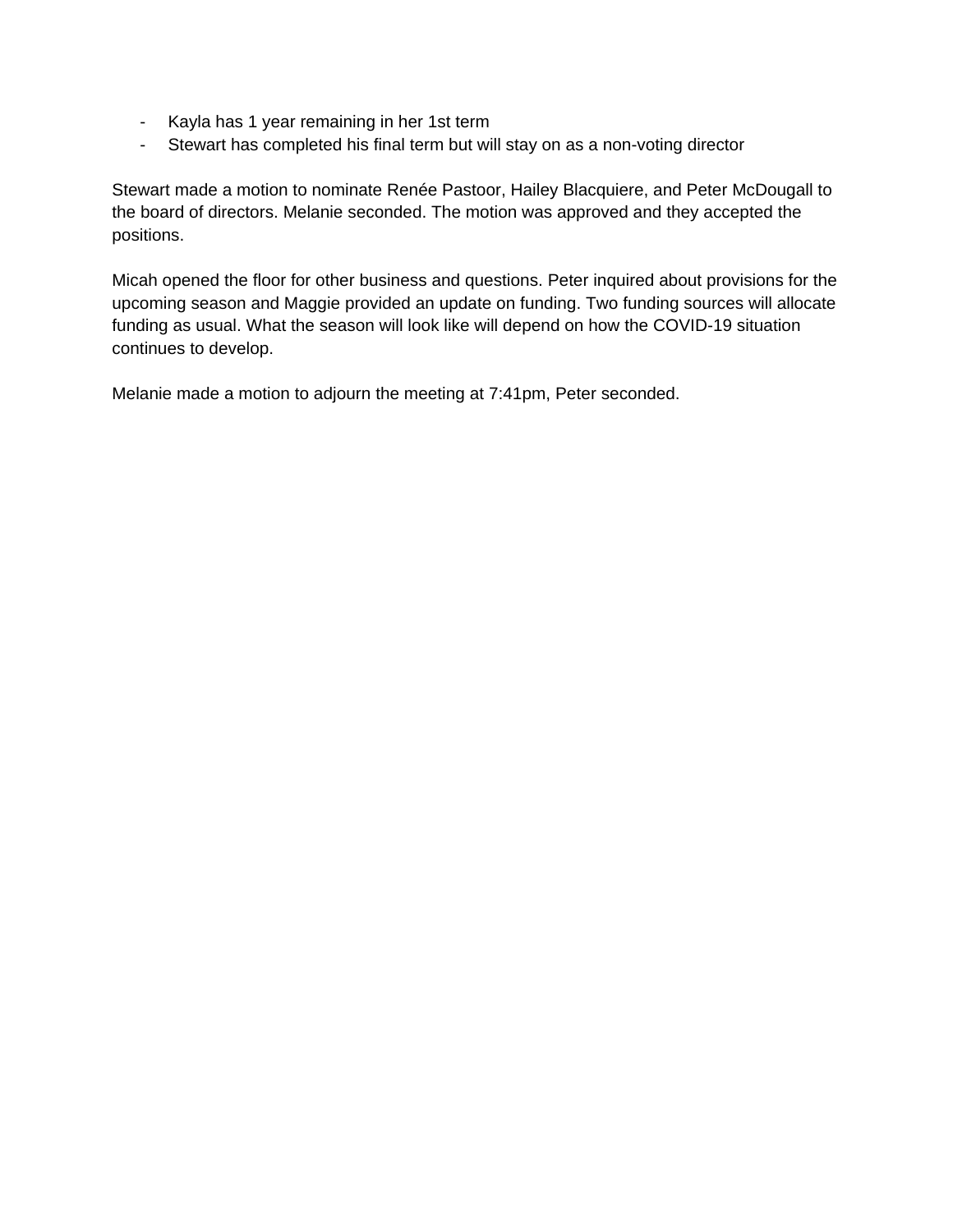- Kayla has 1 year remaining in her 1st term
- Stewart has completed his final term but will stay on as a non-voting director

Stewart made a motion to nominate Renée Pastoor, Hailey Blacquiere, and Peter McDougall to the board of directors. Melanie seconded. The motion was approved and they accepted the positions.

Micah opened the floor for other business and questions. Peter inquired about provisions for the upcoming season and Maggie provided an update on funding. Two funding sources will allocate funding as usual. What the season will look like will depend on how the COVID-19 situation continues to develop.

Melanie made a motion to adjourn the meeting at 7:41pm, Peter seconded.